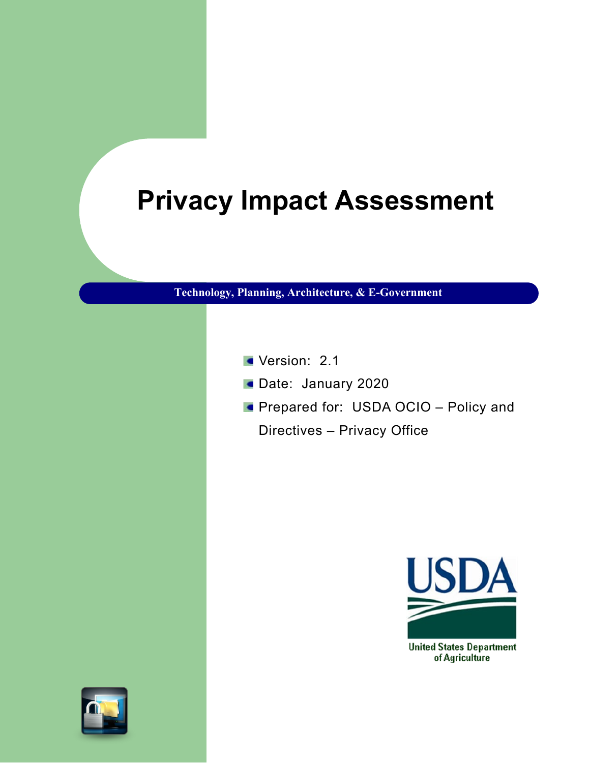# Privacy Impact Assessment

**Technology, Planning, Architecture, & E-Government**

- Version: 2.1
- Date: January 2020
- Prepared for: USDA OCIO – Policy and Directives – Privacy Office

USDA

United States Department of Agriculture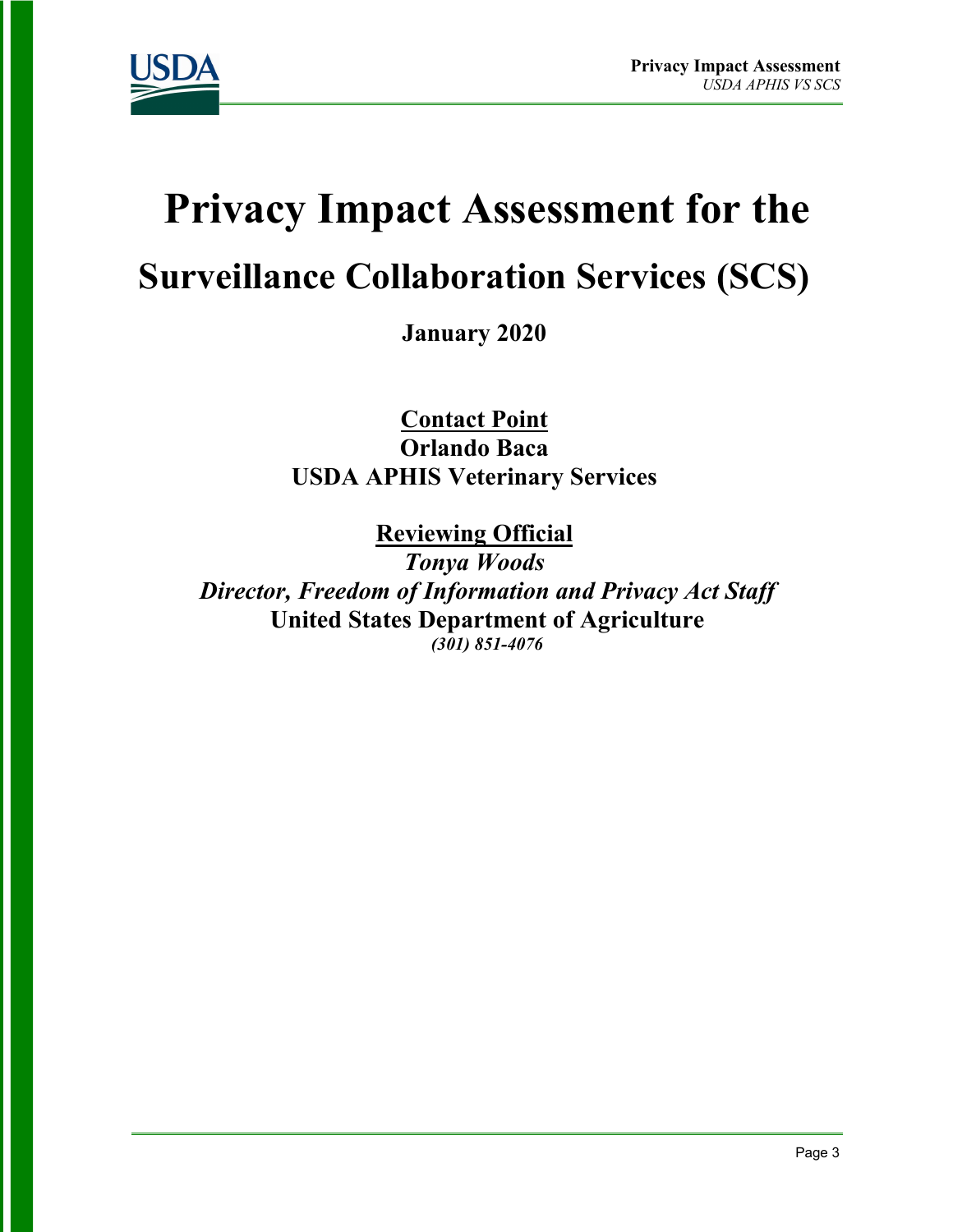# Privacy Impact Assessment for the

## Surveillance Collaboration Services (SCS)

**January 2020**

**Contact Point**
**Orlando Baca**
**USDA APHIS Veterinary Services**

**Reviewing Official**
***Tonya Woods***
***Director, Freedom of Information and Privacy Act Staff***
**United States Department of Agriculture**
***(301) 851-4076***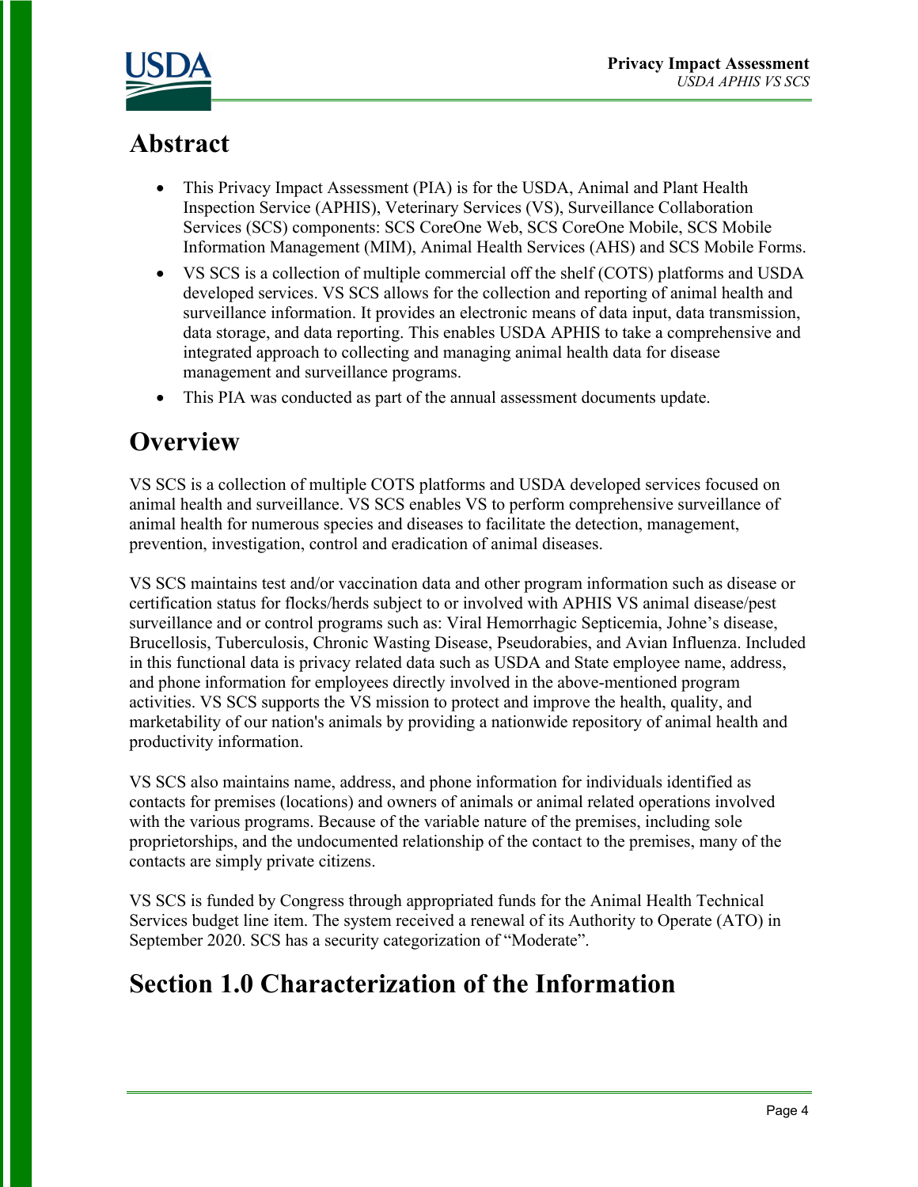# Abstract

- This Privacy Impact Assessment (PIA) is for the USDA, Animal and Plant Health Inspection Service (APHIS), Veterinary Services (VS), Surveillance Collaboration Services (SCS) components: SCS CoreOne Web, SCS CoreOne Mobile, SCS Mobile Information Management (MIM), Animal Health Services (AHS) and SCS Mobile Forms.
- VS SCS is a collection of multiple commercial off the shelf (COTS) platforms and USDA developed services. VS SCS allows for the collection and reporting of animal health and surveillance information. It provides an electronic means of data input, data transmission, data storage, and data reporting. This enables USDA APHIS to take a comprehensive and integrated approach to collecting and managing animal health data for disease management and surveillance programs.
- This PIA was conducted as part of the annual assessment documents update.

# Overview

VS SCS is a collection of multiple COTS platforms and USDA developed services focused on animal health and surveillance. VS SCS enables VS to perform comprehensive surveillance of animal health for numerous species and diseases to facilitate the detection, management, prevention, investigation, control and eradication of animal diseases.

VS SCS maintains test and/or vaccination data and other program information such as disease or certification status for flocks/herds subject to or involved with APHIS VS animal disease/pest surveillance and or control programs such as: Viral Hemorrhagic Septicemia, Johne's disease, Brucellosis, Tuberculosis, Chronic Wasting Disease, Pseudorabies, and Avian Influenza. Included in this functional data is privacy related data such as USDA and State employee name, address, and phone information for employees directly involved in the above-mentioned program activities. VS SCS supports the VS mission to protect and improve the health, quality, and marketability of our nation's animals by providing a nationwide repository of animal health and productivity information.

VS SCS also maintains name, address, and phone information for individuals identified as contacts for premises (locations) and owners of animals or animal related operations involved with the various programs. Because of the variable nature of the premises, including sole proprietorships, and the undocumented relationship of the contact to the premises, many of the contacts are simply private citizens.

VS SCS is funded by Congress through appropriated funds for the Animal Health Technical Services budget line item. The system received a renewal of its Authority to Operate (ATO) in September 2020. SCS has a security categorization of "Moderate".

# Section 1.0 Characterization of the Information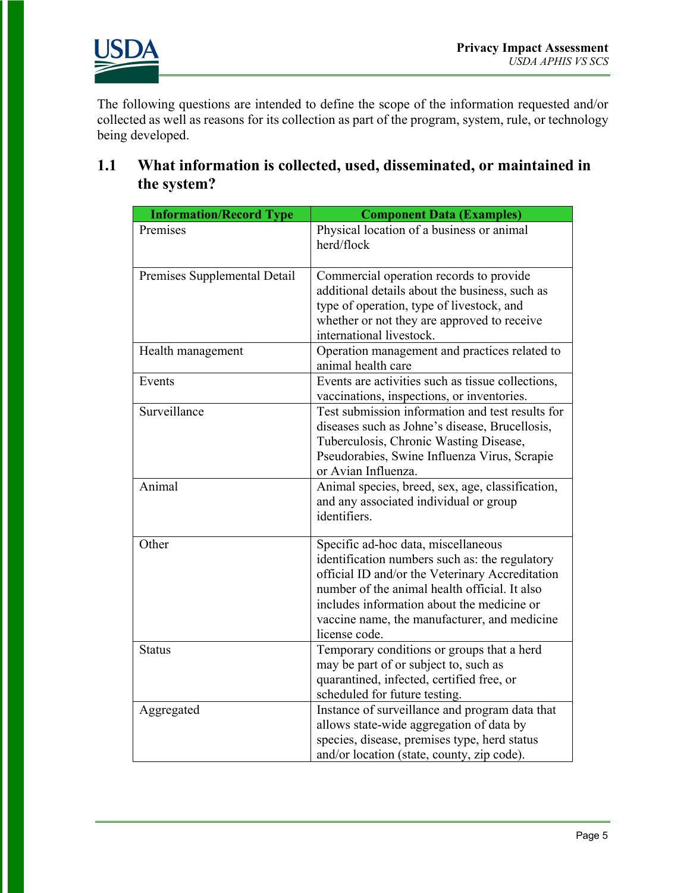The following questions are intended to define the scope of the information requested and/or collected as well as reasons for its collection as part of the program, system, rule, or technology being developed.

## 1.1 What information is collected, used, disseminated, or maintained in the system?

| Information/Record Type | Component Data (Examples) |
|---|---|
| Premises | Physical location of a business or animal herd/flock |
| Premises Supplemental Detail | Commercial operation records to provide additional details about the business, such as type of operation, type of livestock, and whether or not they are approved to receive international livestock. |
| Health management | Operation management and practices related to animal health care |
| Events | Events are activities such as tissue collections, vaccinations, inspections, or inventories. |
| Surveillance | Test submission information and test results for diseases such as Johne's disease, Brucellosis, Tuberculosis, Chronic Wasting Disease, Pseudorabies, Swine Influenza Virus, Scrapie or Avian Influenza. |
| Animal | Animal species, breed, sex, age, classification, and any associated individual or group identifiers. |
| Other | Specific ad-hoc data, miscellaneous identification numbers such as: the regulatory official ID and/or the Veterinary Accreditation number of the animal health official. It also includes information about the medicine or vaccine name, the manufacturer, and medicine license code. |
| Status | Temporary conditions or groups that a herd may be part of or subject to, such as quarantined, infected, certified free, or scheduled for future testing. |
| Aggregated | Instance of surveillance and program data that allows state-wide aggregation of data by species, disease, premises type, herd status and/or location (state, county, zip code). |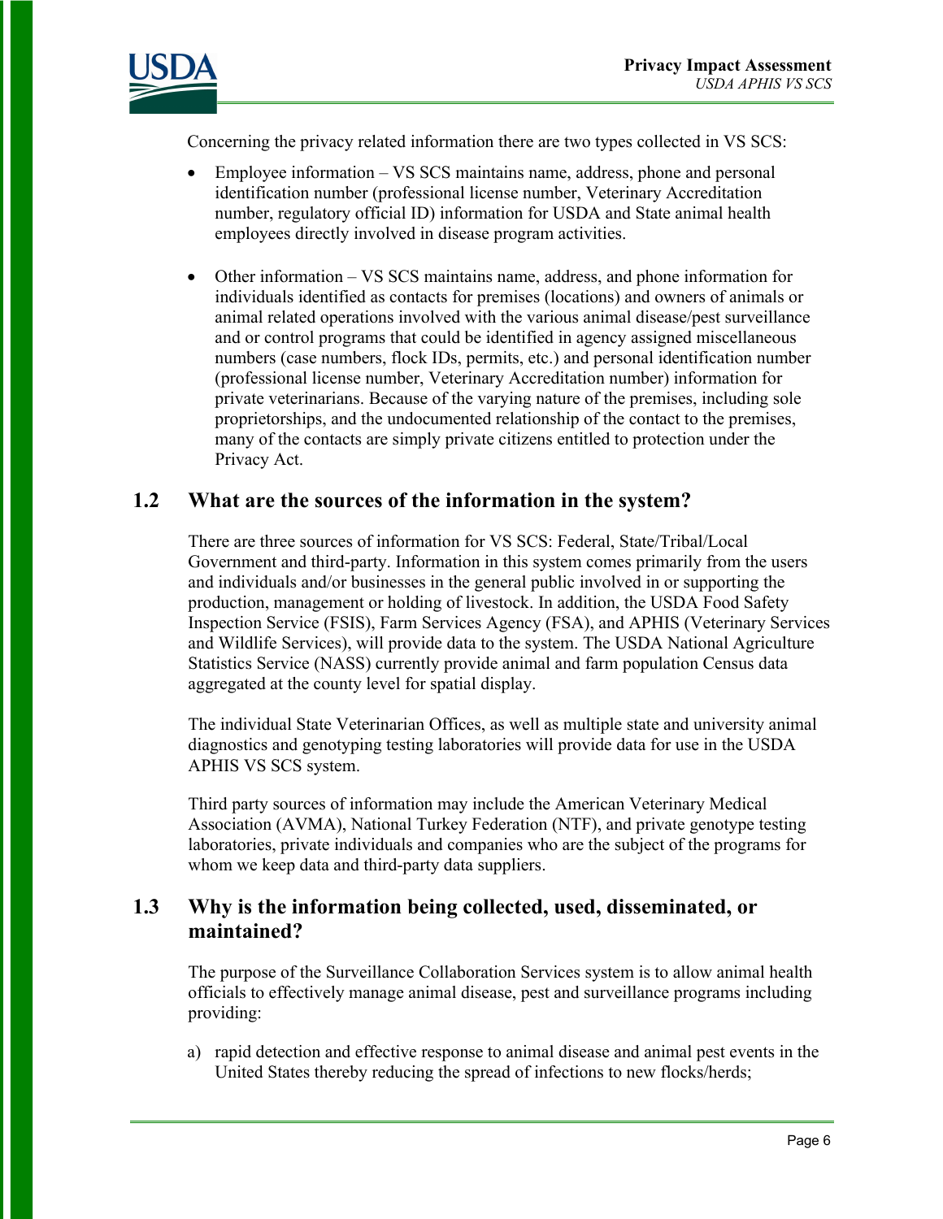Concerning the privacy related information there are two types collected in VS SCS:

- Employee information – VS SCS maintains name, address, phone and personal identification number (professional license number, Veterinary Accreditation number, regulatory official ID) information for USDA and State animal health employees directly involved in disease program activities.

- Other information – VS SCS maintains name, address, and phone information for individuals identified as contacts for premises (locations) and owners of animals or animal related operations involved with the various animal disease/pest surveillance and or control programs that could be identified in agency assigned miscellaneous numbers (case numbers, flock IDs, permits, etc.) and personal identification number (professional license number, Veterinary Accreditation number) information for private veterinarians. Because of the varying nature of the premises, including sole proprietorships, and the undocumented relationship of the contact to the premises, many of the contacts are simply private citizens entitled to protection under the Privacy Act.

## 1.2 What are the sources of the information in the system?

There are three sources of information for VS SCS: Federal, State/Tribal/Local Government and third-party. Information in this system comes primarily from the users and individuals and/or businesses in the general public involved in or supporting the production, management or holding of livestock. In addition, the USDA Food Safety Inspection Service (FSIS), Farm Services Agency (FSA), and APHIS (Veterinary Services and Wildlife Services), will provide data to the system. The USDA National Agriculture Statistics Service (NASS) currently provide animal and farm population Census data aggregated at the county level for spatial display.

The individual State Veterinarian Offices, as well as multiple state and university animal diagnostics and genotyping testing laboratories will provide data for use in the USDA APHIS VS SCS system.

Third party sources of information may include the American Veterinary Medical Association (AVMA), National Turkey Federation (NTF), and private genotype testing laboratories, private individuals and companies who are the subject of the programs for whom we keep data and third-party data suppliers.

## 1.3 Why is the information being collected, used, disseminated, or maintained?

The purpose of the Surveillance Collaboration Services system is to allow animal health officials to effectively manage animal disease, pest and surveillance programs including providing:

a) rapid detection and effective response to animal disease and animal pest events in the United States thereby reducing the spread of infections to new flocks/herds;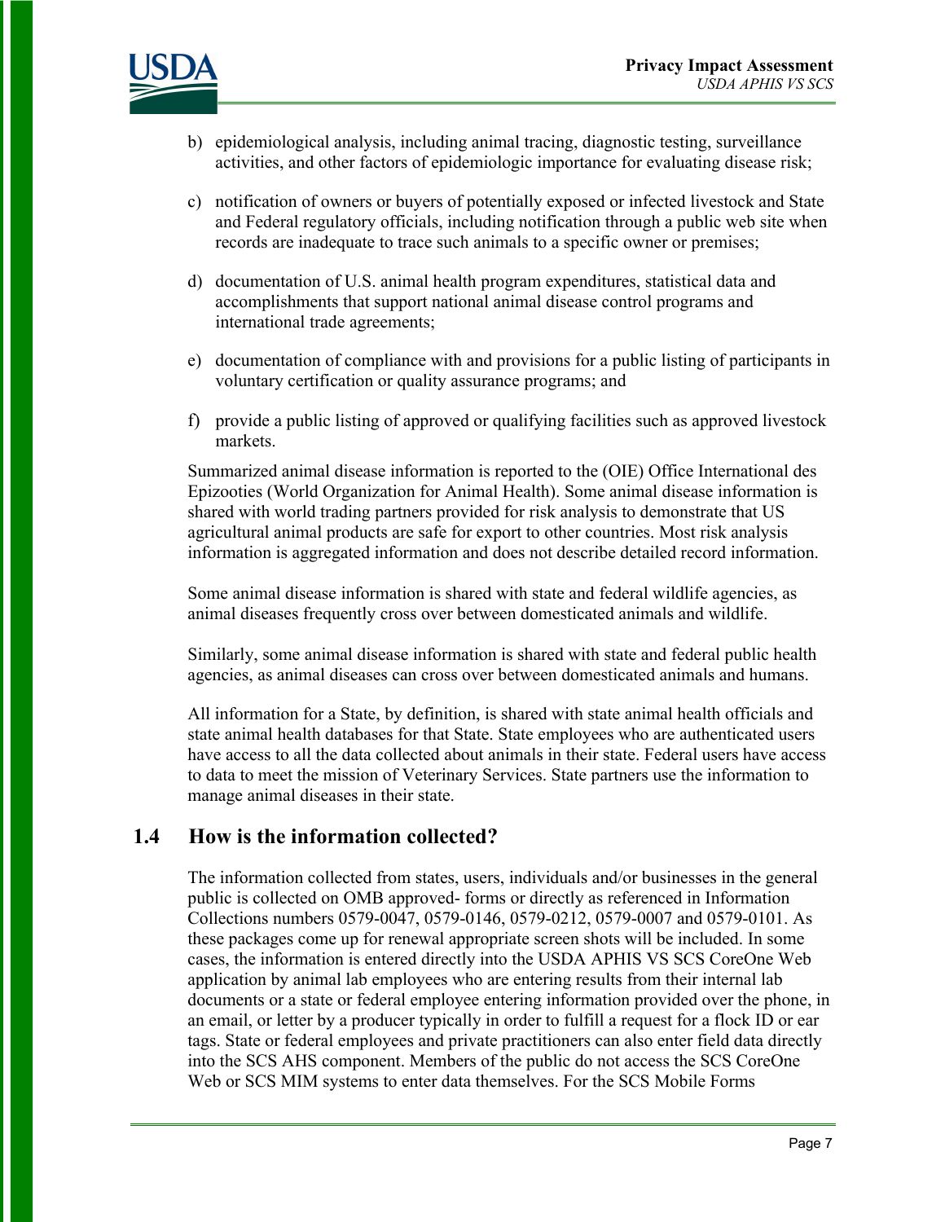b) epidemiological analysis, including animal tracing, diagnostic testing, surveillance activities, and other factors of epidemiologic importance for evaluating disease risk;

c) notification of owners or buyers of potentially exposed or infected livestock and State and Federal regulatory officials, including notification through a public web site when records are inadequate to trace such animals to a specific owner or premises;

d) documentation of U.S. animal health program expenditures, statistical data and accomplishments that support national animal disease control programs and international trade agreements;

e) documentation of compliance with and provisions for a public listing of participants in voluntary certification or quality assurance programs; and

f) provide a public listing of approved or qualifying facilities such as approved livestock markets.

Summarized animal disease information is reported to the (OIE) Office International des Epizooties (World Organization for Animal Health). Some animal disease information is shared with world trading partners provided for risk analysis to demonstrate that US agricultural animal products are safe for export to other countries. Most risk analysis information is aggregated information and does not describe detailed record information.

Some animal disease information is shared with state and federal wildlife agencies, as animal diseases frequently cross over between domesticated animals and wildlife.

Similarly, some animal disease information is shared with state and federal public health agencies, as animal diseases can cross over between domesticated animals and humans.

All information for a State, by definition, is shared with state animal health officials and state animal health databases for that State. State employees who are authenticated users have access to all the data collected about animals in their state. Federal users have access to data to meet the mission of Veterinary Services. State partners use the information to manage animal diseases in their state.

## 1.4 How is the information collected?

The information collected from states, users, individuals and/or businesses in the general public is collected on OMB approved- forms or directly as referenced in Information Collections numbers 0579-0047, 0579-0146, 0579-0212, 0579-0007 and 0579-0101. As these packages come up for renewal appropriate screen shots will be included. In some cases, the information is entered directly into the USDA APHIS VS SCS CoreOne Web application by animal lab employees who are entering results from their internal lab documents or a state or federal employee entering information provided over the phone, in an email, or letter by a producer typically in order to fulfill a request for a flock ID or ear tags. State or federal employees and private practitioners can also enter field data directly into the SCS AHS component. Members of the public do not access the SCS CoreOne Web or SCS MIM systems to enter data themselves. For the SCS Mobile Forms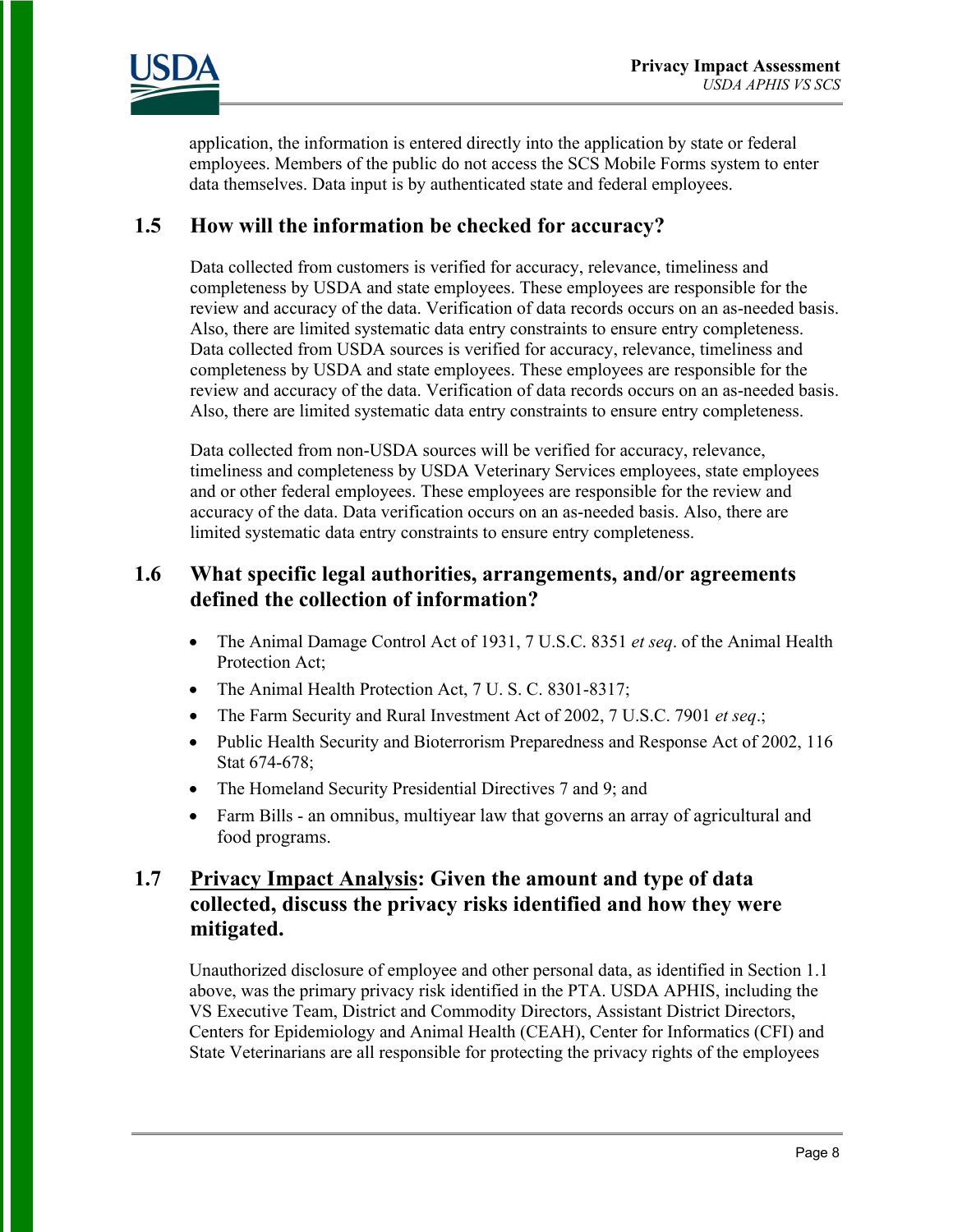application, the information is entered directly into the application by state or federal employees. Members of the public do not access the SCS Mobile Forms system to enter data themselves. Data input is by authenticated state and federal employees.

## 1.5 How will the information be checked for accuracy?

Data collected from customers is verified for accuracy, relevance, timeliness and completeness by USDA and state employees. These employees are responsible for the review and accuracy of the data. Verification of data records occurs on an as-needed basis. Also, there are limited systematic data entry constraints to ensure entry completeness. Data collected from USDA sources is verified for accuracy, relevance, timeliness and completeness by USDA and state employees. These employees are responsible for the review and accuracy of the data. Verification of data records occurs on an as-needed basis. Also, there are limited systematic data entry constraints to ensure entry completeness.

Data collected from non-USDA sources will be verified for accuracy, relevance, timeliness and completeness by USDA Veterinary Services employees, state employees and or other federal employees. These employees are responsible for the review and accuracy of the data. Data verification occurs on an as-needed basis. Also, there are limited systematic data entry constraints to ensure entry completeness.

## 1.6 What specific legal authorities, arrangements, and/or agreements defined the collection of information?

- The Animal Damage Control Act of 1931, 7 U.S.C. 8351 *et seq*. of the Animal Health Protection Act;
- The Animal Health Protection Act, 7 U. S. C. 8301-8317;
- The Farm Security and Rural Investment Act of 2002, 7 U.S.C. 7901 *et seq*.;
- Public Health Security and Bioterrorism Preparedness and Response Act of 2002, 116 Stat 674-678;
- The Homeland Security Presidential Directives 7 and 9; and
- Farm Bills - an omnibus, multiyear law that governs an array of agricultural and food programs.

## 1.7 <u>Privacy Impact Analysis</u>: Given the amount and type of data collected, discuss the privacy risks identified and how they were mitigated.

Unauthorized disclosure of employee and other personal data, as identified in Section 1.1 above, was the primary privacy risk identified in the PTA. USDA APHIS, including the VS Executive Team, District and Commodity Directors, Assistant District Directors, Centers for Epidemiology and Animal Health (CEAH), Center for Informatics (CFI) and State Veterinarians are all responsible for protecting the privacy rights of the employees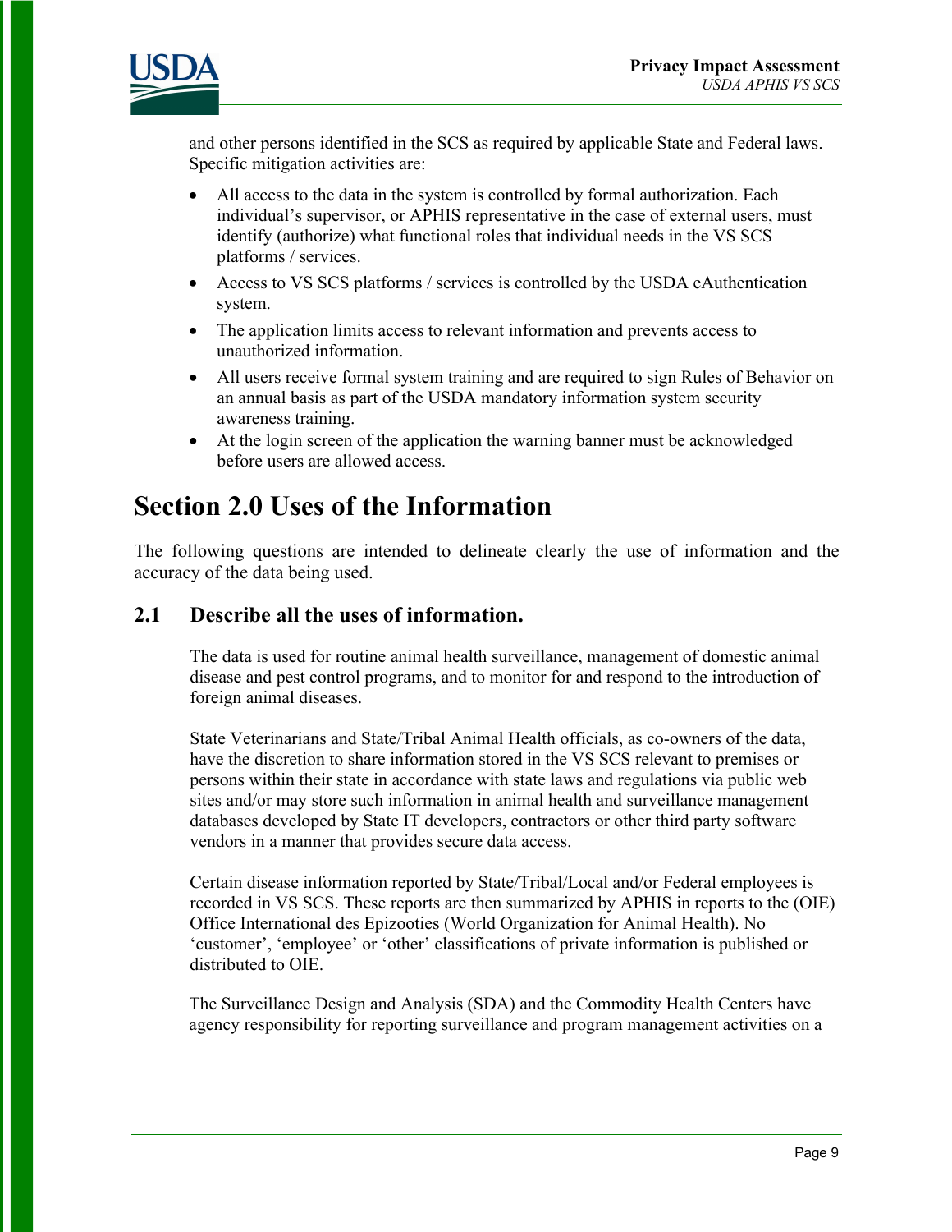and other persons identified in the SCS as required by applicable State and Federal laws. Specific mitigation activities are:

- All access to the data in the system is controlled by formal authorization. Each individual's supervisor, or APHIS representative in the case of external users, must identify (authorize) what functional roles that individual needs in the VS SCS platforms / services.
- Access to VS SCS platforms / services is controlled by the USDA eAuthentication system.
- The application limits access to relevant information and prevents access to unauthorized information.
- All users receive formal system training and are required to sign Rules of Behavior on an annual basis as part of the USDA mandatory information system security awareness training.
- At the login screen of the application the warning banner must be acknowledged before users are allowed access.

# Section 2.0 Uses of the Information

The following questions are intended to delineate clearly the use of information and the accuracy of the data being used.

## 2.1 Describe all the uses of information.

The data is used for routine animal health surveillance, management of domestic animal disease and pest control programs, and to monitor for and respond to the introduction of foreign animal diseases.

State Veterinarians and State/Tribal Animal Health officials, as co-owners of the data, have the discretion to share information stored in the VS SCS relevant to premises or persons within their state in accordance with state laws and regulations via public web sites and/or may store such information in animal health and surveillance management databases developed by State IT developers, contractors or other third party software vendors in a manner that provides secure data access.

Certain disease information reported by State/Tribal/Local and/or Federal employees is recorded in VS SCS. These reports are then summarized by APHIS in reports to the (OIE) Office International des Epizooties (World Organization for Animal Health). No 'customer', 'employee' or 'other' classifications of private information is published or distributed to OIE.

The Surveillance Design and Analysis (SDA) and the Commodity Health Centers have agency responsibility for reporting surveillance and program management activities on a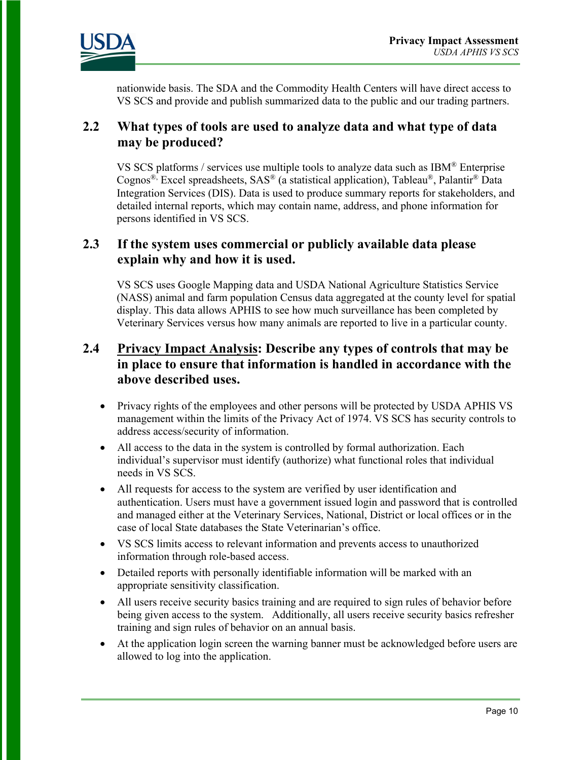nationwide basis. The SDA and the Commodity Health Centers will have direct access to VS SCS and provide and publish summarized data to the public and our trading partners.

### 2.2 What types of tools are used to analyze data and what type of data may be produced?

VS SCS platforms / services use multiple tools to analyze data such as IBM® Enterprise Cognos®, Excel spreadsheets, SAS® (a statistical application), Tableau®, Palantir® Data Integration Services (DIS). Data is used to produce summary reports for stakeholders, and detailed internal reports, which may contain name, address, and phone information for persons identified in VS SCS.

### 2.3 If the system uses commercial or publicly available data please explain why and how it is used.

VS SCS uses Google Mapping data and USDA National Agriculture Statistics Service (NASS) animal and farm population Census data aggregated at the county level for spatial display. This data allows APHIS to see how much surveillance has been completed by Veterinary Services versus how many animals are reported to live in a particular county.

### 2.4 Privacy Impact Analysis: Describe any types of controls that may be in place to ensure that information is handled in accordance with the above described uses.

- Privacy rights of the employees and other persons will be protected by USDA APHIS VS management within the limits of the Privacy Act of 1974. VS SCS has security controls to address access/security of information.
- All access to the data in the system is controlled by formal authorization. Each individual's supervisor must identify (authorize) what functional roles that individual needs in VS SCS.
- All requests for access to the system are verified by user identification and authentication. Users must have a government issued login and password that is controlled and managed either at the Veterinary Services, National, District or local offices or in the case of local State databases the State Veterinarian's office.
- VS SCS limits access to relevant information and prevents access to unauthorized information through role-based access.
- Detailed reports with personally identifiable information will be marked with an appropriate sensitivity classification.
- All users receive security basics training and are required to sign rules of behavior before being given access to the system. Additionally, all users receive security basics refresher training and sign rules of behavior on an annual basis.
- At the application login screen the warning banner must be acknowledged before users are allowed to log into the application.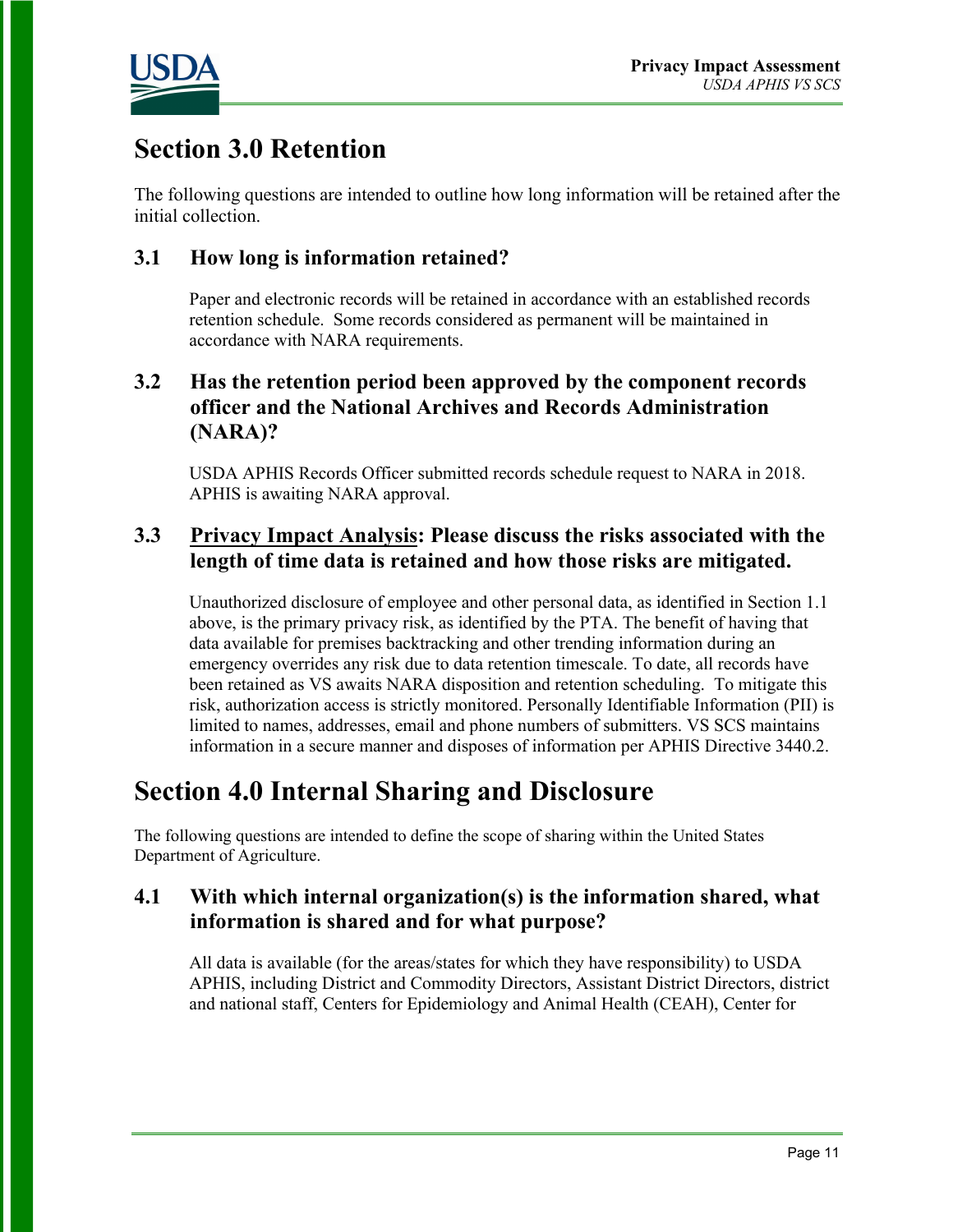# Section 3.0 Retention

The following questions are intended to outline how long information will be retained after the initial collection.

## 3.1 How long is information retained?

Paper and electronic records will be retained in accordance with an established records retention schedule. Some records considered as permanent will be maintained in accordance with NARA requirements.

## 3.2 Has the retention period been approved by the component records officer and the National Archives and Records Administration (NARA)?

USDA APHIS Records Officer submitted records schedule request to NARA in 2018. APHIS is awaiting NARA approval.

## 3.3 Privacy Impact Analysis: Please discuss the risks associated with the length of time data is retained and how those risks are mitigated.

Unauthorized disclosure of employee and other personal data, as identified in Section 1.1 above, is the primary privacy risk, as identified by the PTA. The benefit of having that data available for premises backtracking and other trending information during an emergency overrides any risk due to data retention timescale. To date, all records have been retained as VS awaits NARA disposition and retention scheduling. To mitigate this risk, authorization access is strictly monitored. Personally Identifiable Information (PII) is limited to names, addresses, email and phone numbers of submitters. VS SCS maintains information in a secure manner and disposes of information per APHIS Directive 3440.2.

# Section 4.0 Internal Sharing and Disclosure

The following questions are intended to define the scope of sharing within the United States Department of Agriculture.

## 4.1 With which internal organization(s) is the information shared, what information is shared and for what purpose?

All data is available (for the areas/states for which they have responsibility) to USDA APHIS, including District and Commodity Directors, Assistant District Directors, district and national staff, Centers for Epidemiology and Animal Health (CEAH), Center for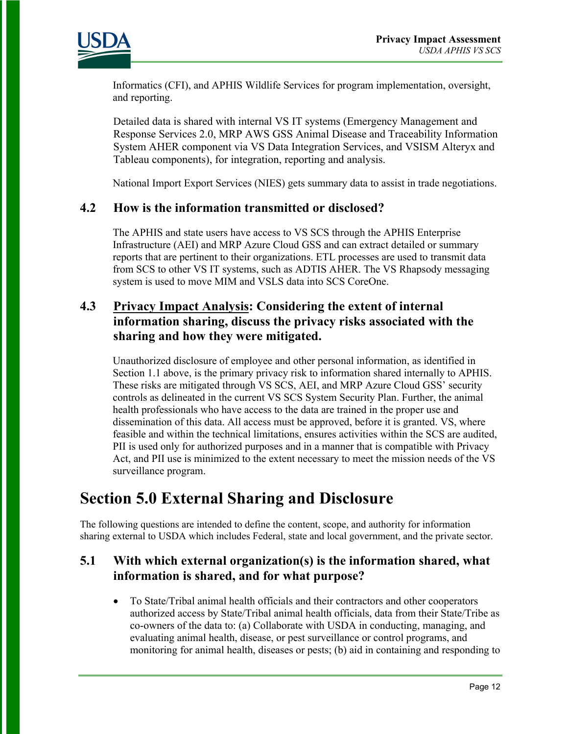Informatics (CFI), and APHIS Wildlife Services for program implementation, oversight, and reporting.

Detailed data is shared with internal VS IT systems (Emergency Management and Response Services 2.0, MRP AWS GSS Animal Disease and Traceability Information System AHER component via VS Data Integration Services, and VSISM Alteryx and Tableau components), for integration, reporting and analysis.

National Import Export Services (NIES) gets summary data to assist in trade negotiations.

### 4.2 How is the information transmitted or disclosed?

The APHIS and state users have access to VS SCS through the APHIS Enterprise Infrastructure (AEI) and MRP Azure Cloud GSS and can extract detailed or summary reports that are pertinent to their organizations. ETL processes are used to transmit data from SCS to other VS IT systems, such as ADTIS AHER. The VS Rhapsody messaging system is used to move MIM and VSLS data into SCS CoreOne.

### 4.3 Privacy Impact Analysis: Considering the extent of internal information sharing, discuss the privacy risks associated with the sharing and how they were mitigated.

Unauthorized disclosure of employee and other personal information, as identified in Section 1.1 above, is the primary privacy risk to information shared internally to APHIS. These risks are mitigated through VS SCS, AEI, and MRP Azure Cloud GSS' security controls as delineated in the current VS SCS System Security Plan. Further, the animal health professionals who have access to the data are trained in the proper use and dissemination of this data. All access must be approved, before it is granted. VS, where feasible and within the technical limitations, ensures activities within the SCS are audited, PII is used only for authorized purposes and in a manner that is compatible with Privacy Act, and PII use is minimized to the extent necessary to meet the mission needs of the VS surveillance program.

## Section 5.0 External Sharing and Disclosure

The following questions are intended to define the content, scope, and authority for information sharing external to USDA which includes Federal, state and local government, and the private sector.

### 5.1 With which external organization(s) is the information shared, what information is shared, and for what purpose?

- To State/Tribal animal health officials and their contractors and other cooperators authorized access by State/Tribal animal health officials, data from their State/Tribe as co-owners of the data to: (a) Collaborate with USDA in conducting, managing, and evaluating animal health, disease, or pest surveillance or control programs, and monitoring for animal health, diseases or pests; (b) aid in containing and responding to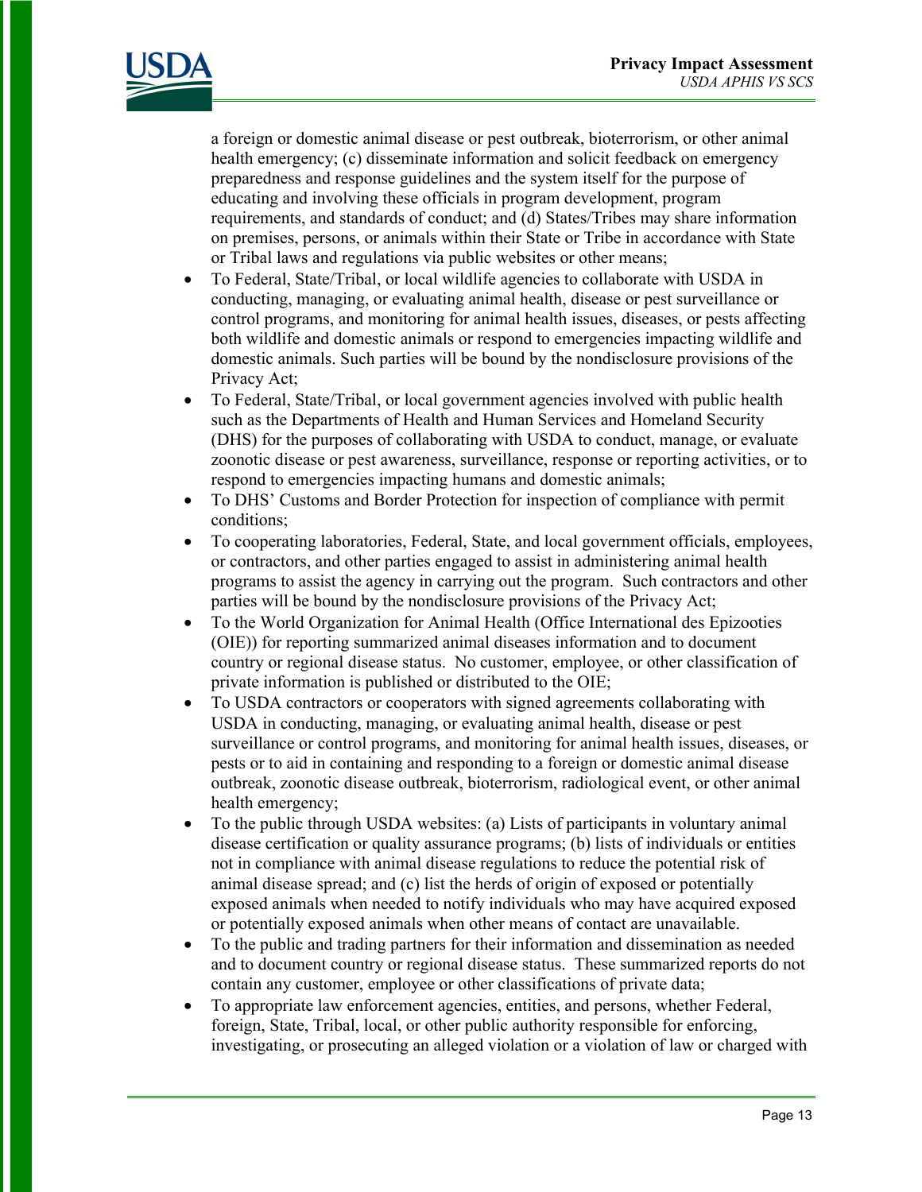a foreign or domestic animal disease or pest outbreak, bioterrorism, or other animal health emergency; (c) disseminate information and solicit feedback on emergency preparedness and response guidelines and the system itself for the purpose of educating and involving these officials in program development, program requirements, and standards of conduct; and (d) States/Tribes may share information on premises, persons, or animals within their State or Tribe in accordance with State or Tribal laws and regulations via public websites or other means;

- To Federal, State/Tribal, or local wildlife agencies to collaborate with USDA in conducting, managing, or evaluating animal health, disease or pest surveillance or control programs, and monitoring for animal health issues, diseases, or pests affecting both wildlife and domestic animals or respond to emergencies impacting wildlife and domestic animals. Such parties will be bound by the nondisclosure provisions of the Privacy Act;
- To Federal, State/Tribal, or local government agencies involved with public health such as the Departments of Health and Human Services and Homeland Security (DHS) for the purposes of collaborating with USDA to conduct, manage, or evaluate zoonotic disease or pest awareness, surveillance, response or reporting activities, or to respond to emergencies impacting humans and domestic animals;
- To DHS' Customs and Border Protection for inspection of compliance with permit conditions;
- To cooperating laboratories, Federal, State, and local government officials, employees, or contractors, and other parties engaged to assist in administering animal health programs to assist the agency in carrying out the program. Such contractors and other parties will be bound by the nondisclosure provisions of the Privacy Act;
- To the World Organization for Animal Health (Office International des Epizooties (OIE)) for reporting summarized animal diseases information and to document country or regional disease status. No customer, employee, or other classification of private information is published or distributed to the OIE;
- To USDA contractors or cooperators with signed agreements collaborating with USDA in conducting, managing, or evaluating animal health, disease or pest surveillance or control programs, and monitoring for animal health issues, diseases, or pests or to aid in containing and responding to a foreign or domestic animal disease outbreak, zoonotic disease outbreak, bioterrorism, radiological event, or other animal health emergency;
- To the public through USDA websites: (a) Lists of participants in voluntary animal disease certification or quality assurance programs; (b) lists of individuals or entities not in compliance with animal disease regulations to reduce the potential risk of animal disease spread; and (c) list the herds of origin of exposed or potentially exposed animals when needed to notify individuals who may have acquired exposed or potentially exposed animals when other means of contact are unavailable.
- To the public and trading partners for their information and dissemination as needed and to document country or regional disease status. These summarized reports do not contain any customer, employee or other classifications of private data;
- To appropriate law enforcement agencies, entities, and persons, whether Federal, foreign, State, Tribal, local, or other public authority responsible for enforcing, investigating, or prosecuting an alleged violation or a violation of law or charged with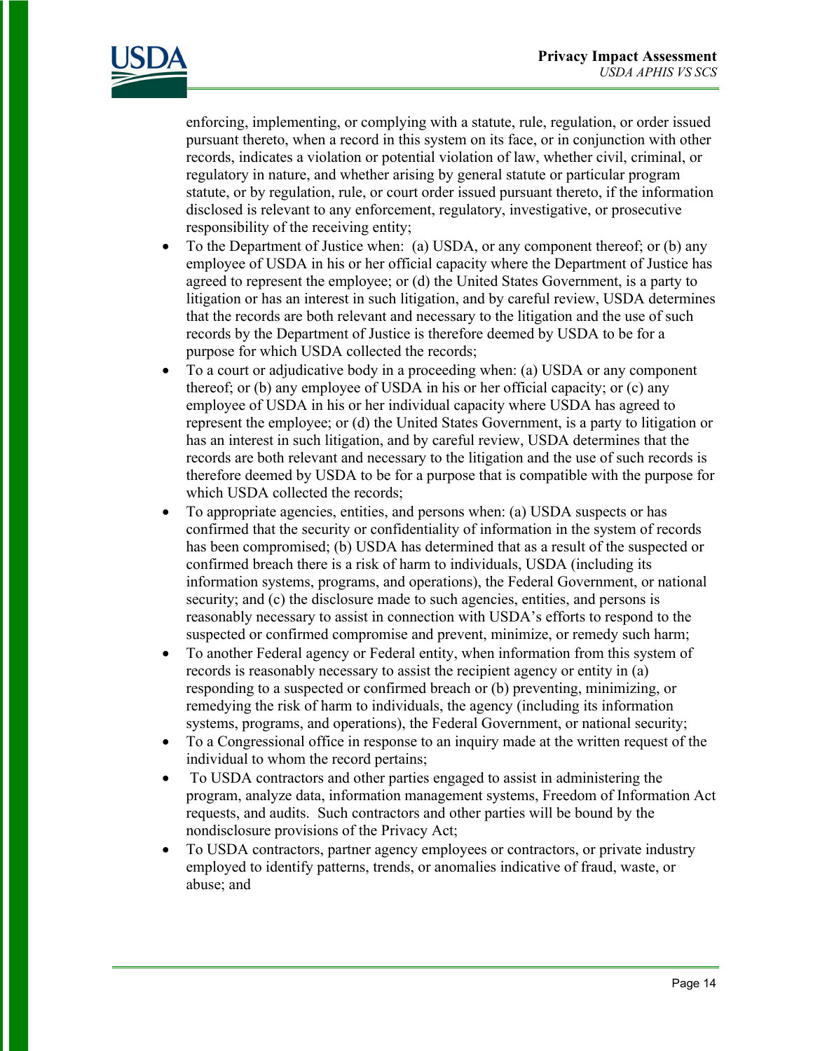enforcing, implementing, or complying with a statute, rule, regulation, or order issued pursuant thereto, when a record in this system on its face, or in conjunction with other records, indicates a violation or potential violation of law, whether civil, criminal, or regulatory in nature, and whether arising by general statute or particular program statute, or by regulation, rule, or court order issued pursuant thereto, if the information disclosed is relevant to any enforcement, regulatory, investigative, or prosecutive responsibility of the receiving entity;

- To the Department of Justice when: (a) USDA, or any component thereof; or (b) any employee of USDA in his or her official capacity where the Department of Justice has agreed to represent the employee; or (d) the United States Government, is a party to litigation or has an interest in such litigation, and by careful review, USDA determines that the records are both relevant and necessary to the litigation and the use of such records by the Department of Justice is therefore deemed by USDA to be for a purpose for which USDA collected the records;
- To a court or adjudicative body in a proceeding when: (a) USDA or any component thereof; or (b) any employee of USDA in his or her official capacity; or (c) any employee of USDA in his or her individual capacity where USDA has agreed to represent the employee; or (d) the United States Government, is a party to litigation or has an interest in such litigation, and by careful review, USDA determines that the records are both relevant and necessary to the litigation and the use of such records is therefore deemed by USDA to be for a purpose that is compatible with the purpose for which USDA collected the records;
- To appropriate agencies, entities, and persons when: (a) USDA suspects or has confirmed that the security or confidentiality of information in the system of records has been compromised; (b) USDA has determined that as a result of the suspected or confirmed breach there is a risk of harm to individuals, USDA (including its information systems, programs, and operations), the Federal Government, or national security; and (c) the disclosure made to such agencies, entities, and persons is reasonably necessary to assist in connection with USDA's efforts to respond to the suspected or confirmed compromise and prevent, minimize, or remedy such harm;
- To another Federal agency or Federal entity, when information from this system of records is reasonably necessary to assist the recipient agency or entity in (a) responding to a suspected or confirmed breach or (b) preventing, minimizing, or remedying the risk of harm to individuals, the agency (including its information systems, programs, and operations), the Federal Government, or national security;
- To a Congressional office in response to an inquiry made at the written request of the individual to whom the record pertains;
- To USDA contractors and other parties engaged to assist in administering the program, analyze data, information management systems, Freedom of Information Act requests, and audits. Such contractors and other parties will be bound by the nondisclosure provisions of the Privacy Act;
- To USDA contractors, partner agency employees or contractors, or private industry employed to identify patterns, trends, or anomalies indicative of fraud, waste, or abuse; and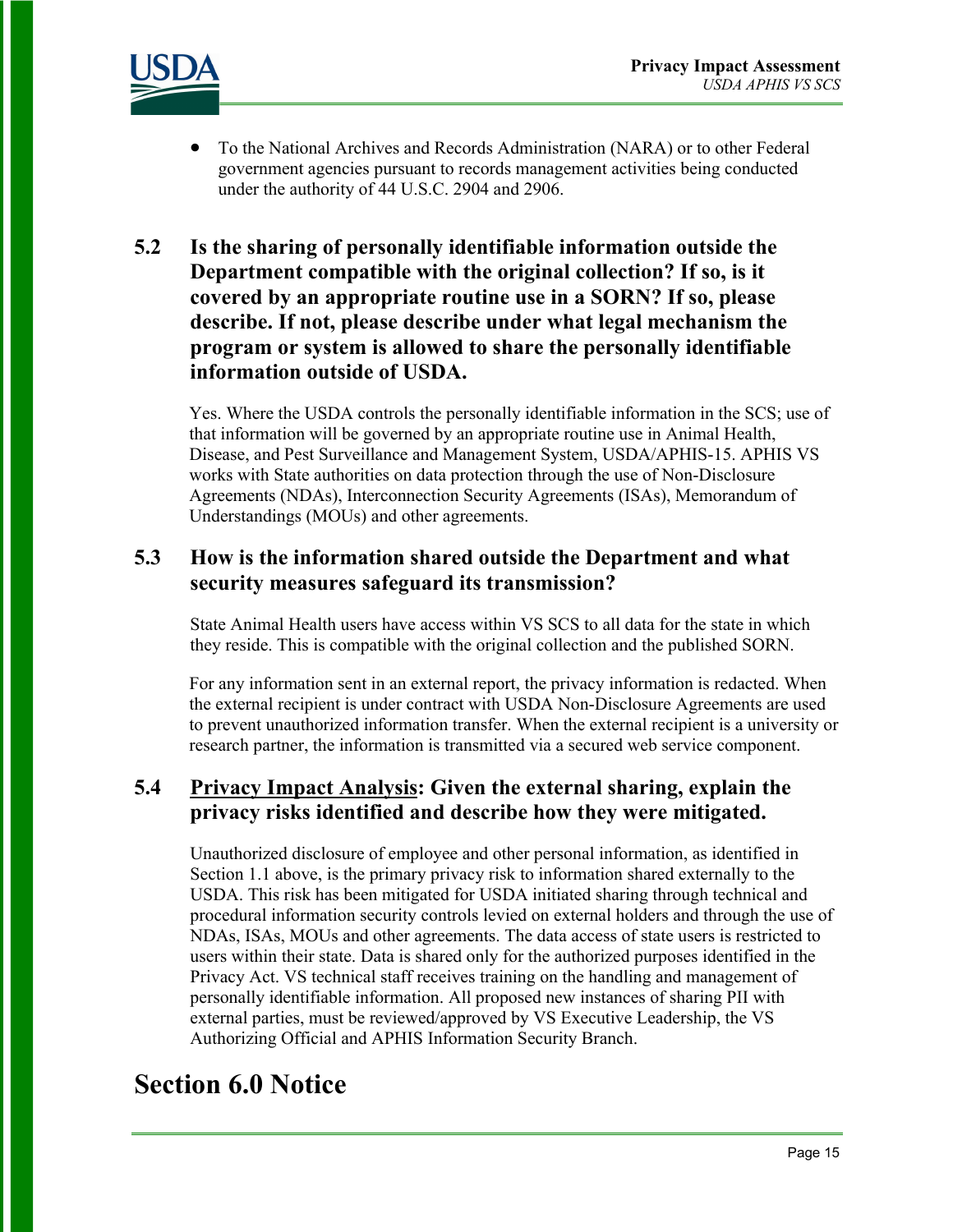- To the National Archives and Records Administration (NARA) or to other Federal government agencies pursuant to records management activities being conducted under the authority of 44 U.S.C. 2904 and 2906.

### 5.2 Is the sharing of personally identifiable information outside the Department compatible with the original collection? If so, is it covered by an appropriate routine use in a SORN? If so, please describe. If not, please describe under what legal mechanism the program or system is allowed to share the personally identifiable information outside of USDA.

Yes. Where the USDA controls the personally identifiable information in the SCS; use of that information will be governed by an appropriate routine use in Animal Health, Disease, and Pest Surveillance and Management System, USDA/APHIS-15. APHIS VS works with State authorities on data protection through the use of Non-Disclosure Agreements (NDAs), Interconnection Security Agreements (ISAs), Memorandum of Understandings (MOUs) and other agreements.

### 5.3 How is the information shared outside the Department and what security measures safeguard its transmission?

State Animal Health users have access within VS SCS to all data for the state in which they reside. This is compatible with the original collection and the published SORN.

For any information sent in an external report, the privacy information is redacted. When the external recipient is under contract with USDA Non-Disclosure Agreements are used to prevent unauthorized information transfer. When the external recipient is a university or research partner, the information is transmitted via a secured web service component.

### 5.4 Privacy Impact Analysis: Given the external sharing, explain the privacy risks identified and describe how they were mitigated.

Unauthorized disclosure of employee and other personal information, as identified in Section 1.1 above, is the primary privacy risk to information shared externally to the USDA. This risk has been mitigated for USDA initiated sharing through technical and procedural information security controls levied on external holders and through the use of NDAs, ISAs, MOUs and other agreements. The data access of state users is restricted to users within their state. Data is shared only for the authorized purposes identified in the Privacy Act. VS technical staff receives training on the handling and management of personally identifiable information. All proposed new instances of sharing PII with external parties, must be reviewed/approved by VS Executive Leadership, the VS Authorizing Official and APHIS Information Security Branch.

## Section 6.0 Notice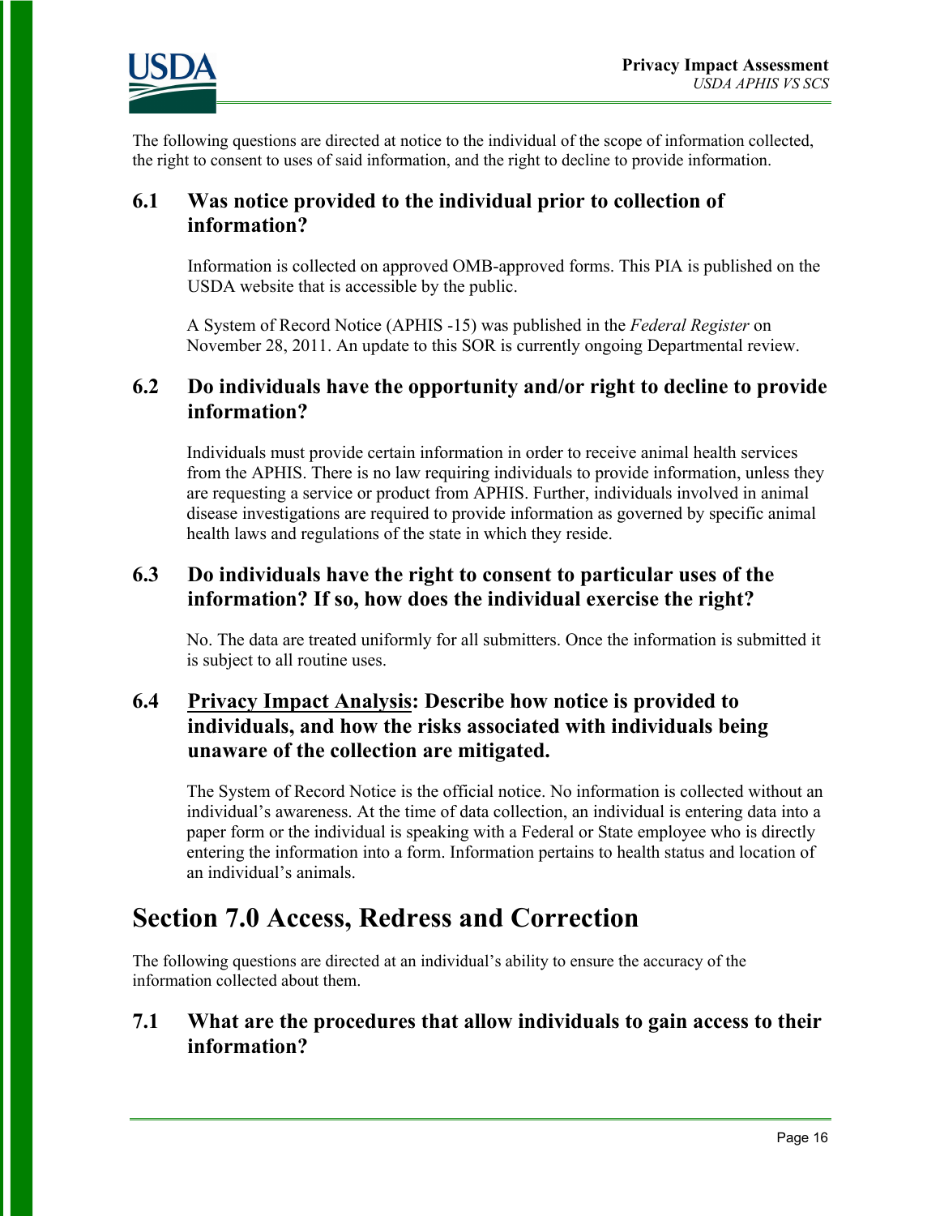The following questions are directed at notice to the individual of the scope of information collected, the right to consent to uses of said information, and the right to decline to provide information.

### 6.1 Was notice provided to the individual prior to collection of information?

Information is collected on approved OMB-approved forms. This PIA is published on the USDA website that is accessible by the public.

A System of Record Notice (APHIS -15) was published in the *Federal Register* on November 28, 2011. An update to this SOR is currently ongoing Departmental review.

### 6.2 Do individuals have the opportunity and/or right to decline to provide information?

Individuals must provide certain information in order to receive animal health services from the APHIS. There is no law requiring individuals to provide information, unless they are requesting a service or product from APHIS. Further, individuals involved in animal disease investigations are required to provide information as governed by specific animal health laws and regulations of the state in which they reside.

### 6.3 Do individuals have the right to consent to particular uses of the information? If so, how does the individual exercise the right?

No. The data are treated uniformly for all submitters. Once the information is submitted it is subject to all routine uses.

### 6.4 Privacy Impact Analysis: Describe how notice is provided to individuals, and how the risks associated with individuals being unaware of the collection are mitigated.

The System of Record Notice is the official notice. No information is collected without an individual's awareness. At the time of data collection, an individual is entering data into a paper form or the individual is speaking with a Federal or State employee who is directly entering the information into a form. Information pertains to health status and location of an individual's animals.

## Section 7.0 Access, Redress and Correction

The following questions are directed at an individual's ability to ensure the accuracy of the information collected about them.

### 7.1 What are the procedures that allow individuals to gain access to their information?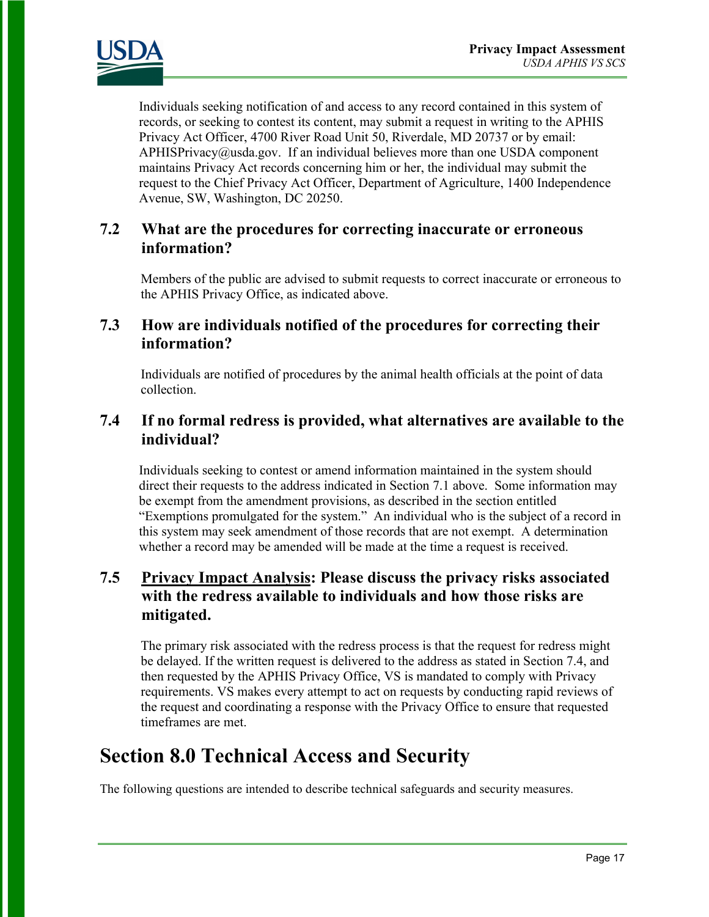Individuals seeking notification of and access to any record contained in this system of records, or seeking to contest its content, may submit a request in writing to the APHIS Privacy Act Officer, 4700 River Road Unit 50, Riverdale, MD 20737 or by email: APHISPrivacy@usda.gov. If an individual believes more than one USDA component maintains Privacy Act records concerning him or her, the individual may submit the request to the Chief Privacy Act Officer, Department of Agriculture, 1400 Independence Avenue, SW, Washington, DC 20250.

### 7.2 What are the procedures for correcting inaccurate or erroneous information?

Members of the public are advised to submit requests to correct inaccurate or erroneous to the APHIS Privacy Office, as indicated above.

### 7.3 How are individuals notified of the procedures for correcting their information?

Individuals are notified of procedures by the animal health officials at the point of data collection.

### 7.4 If no formal redress is provided, what alternatives are available to the individual?

Individuals seeking to contest or amend information maintained in the system should direct their requests to the address indicated in Section 7.1 above. Some information may be exempt from the amendment provisions, as described in the section entitled "Exemptions promulgated for the system." An individual who is the subject of a record in this system may seek amendment of those records that are not exempt. A determination whether a record may be amended will be made at the time a request is received.

### 7.5 Privacy Impact Analysis: Please discuss the privacy risks associated with the redress available to individuals and how those risks are mitigated.

The primary risk associated with the redress process is that the request for redress might be delayed. If the written request is delivered to the address as stated in Section 7.4, and then requested by the APHIS Privacy Office, VS is mandated to comply with Privacy requirements. VS makes every attempt to act on requests by conducting rapid reviews of the request and coordinating a response with the Privacy Office to ensure that requested timeframes are met.

## Section 8.0 Technical Access and Security

The following questions are intended to describe technical safeguards and security measures.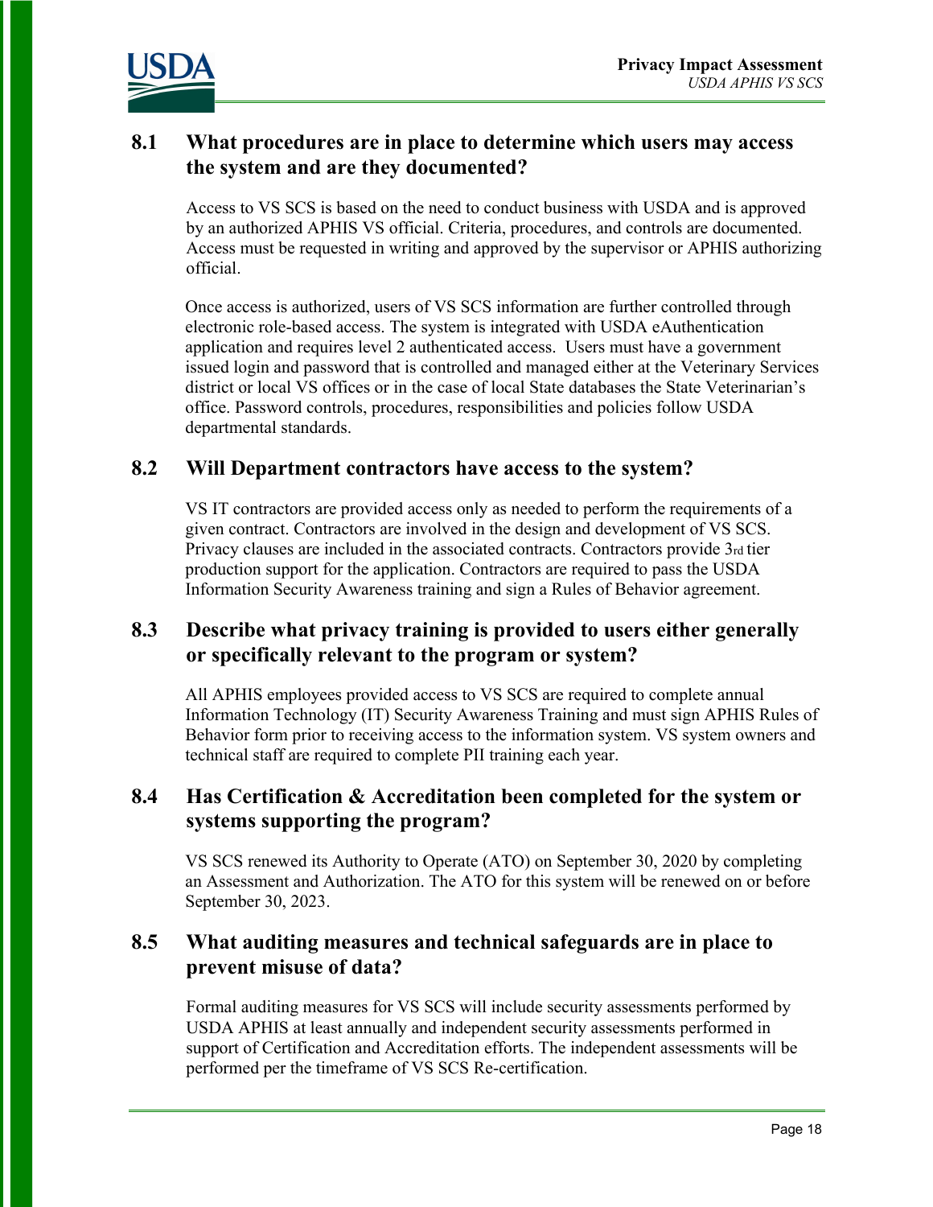### 8.1 What procedures are in place to determine which users may access the system and are they documented?

Access to VS SCS is based on the need to conduct business with USDA and is approved by an authorized APHIS VS official. Criteria, procedures, and controls are documented. Access must be requested in writing and approved by the supervisor or APHIS authorizing official.

Once access is authorized, users of VS SCS information are further controlled through electronic role-based access. The system is integrated with USDA eAuthentication application and requires level 2 authenticated access. Users must have a government issued login and password that is controlled and managed either at the Veterinary Services district or local VS offices or in the case of local State databases the State Veterinarian's office. Password controls, procedures, responsibilities and policies follow USDA departmental standards.

### 8.2 Will Department contractors have access to the system?

VS IT contractors are provided access only as needed to perform the requirements of a given contract. Contractors are involved in the design and development of VS SCS. Privacy clauses are included in the associated contracts. Contractors provide 3rd tier production support for the application. Contractors are required to pass the USDA Information Security Awareness training and sign a Rules of Behavior agreement.

### 8.3 Describe what privacy training is provided to users either generally or specifically relevant to the program or system?

All APHIS employees provided access to VS SCS are required to complete annual Information Technology (IT) Security Awareness Training and must sign APHIS Rules of Behavior form prior to receiving access to the information system. VS system owners and technical staff are required to complete PII training each year.

### 8.4 Has Certification & Accreditation been completed for the system or systems supporting the program?

VS SCS renewed its Authority to Operate (ATO) on September 30, 2020 by completing an Assessment and Authorization. The ATO for this system will be renewed on or before September 30, 2023.

### 8.5 What auditing measures and technical safeguards are in place to prevent misuse of data?

Formal auditing measures for VS SCS will include security assessments performed by USDA APHIS at least annually and independent security assessments performed in support of Certification and Accreditation efforts. The independent assessments will be performed per the timeframe of VS SCS Re-certification.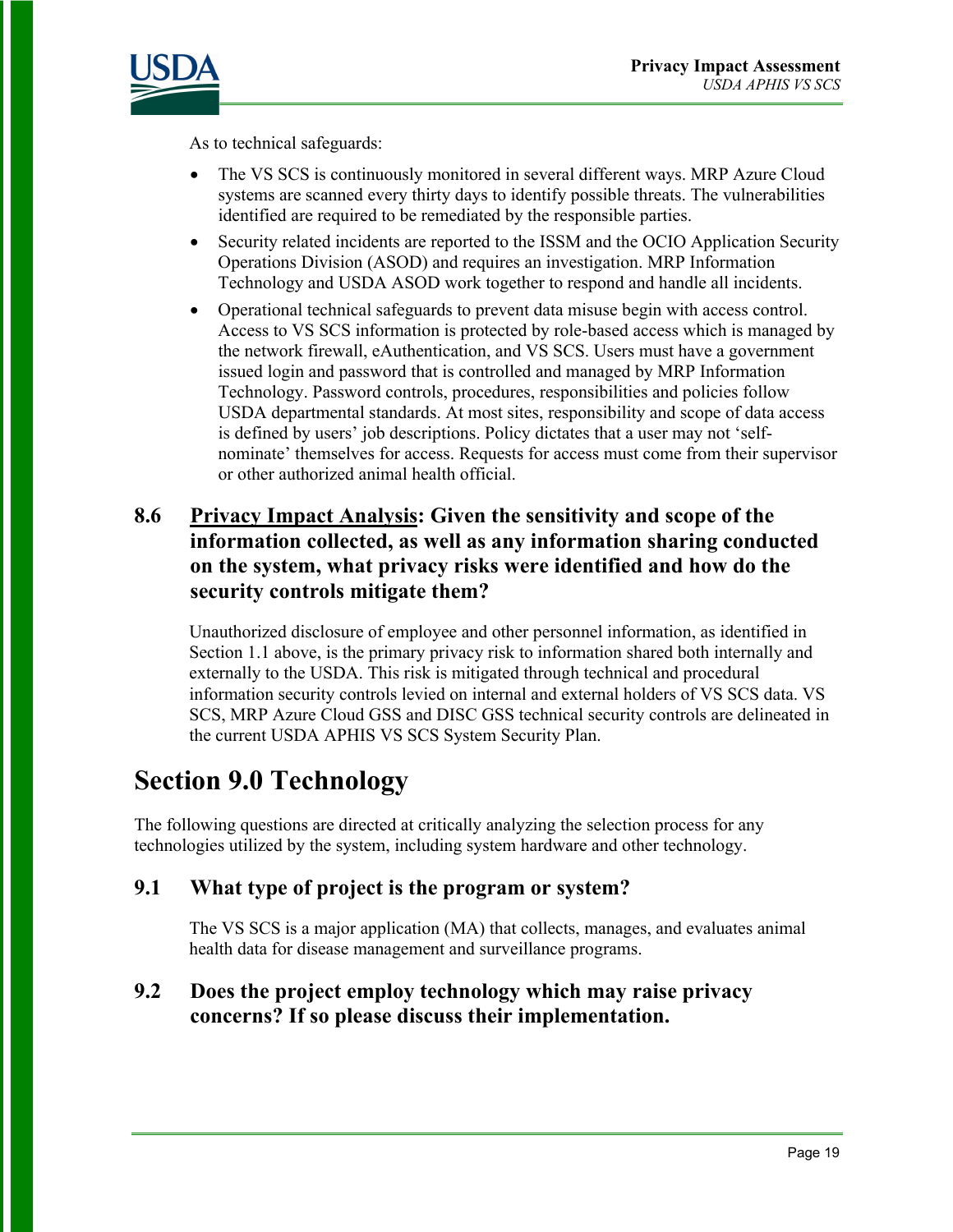As to technical safeguards:

- The VS SCS is continuously monitored in several different ways. MRP Azure Cloud systems are scanned every thirty days to identify possible threats. The vulnerabilities identified are required to be remediated by the responsible parties.
- Security related incidents are reported to the ISSM and the OCIO Application Security Operations Division (ASOD) and requires an investigation. MRP Information Technology and USDA ASOD work together to respond and handle all incidents.
- Operational technical safeguards to prevent data misuse begin with access control. Access to VS SCS information is protected by role-based access which is managed by the network firewall, eAuthentication, and VS SCS. Users must have a government issued login and password that is controlled and managed by MRP Information Technology. Password controls, procedures, responsibilities and policies follow USDA departmental standards. At most sites, responsibility and scope of data access is defined by users' job descriptions. Policy dictates that a user may not 'self-nominate' themselves for access. Requests for access must come from their supervisor or other authorized animal health official.

### 8.6 Privacy Impact Analysis: Given the sensitivity and scope of the information collected, as well as any information sharing conducted on the system, what privacy risks were identified and how do the security controls mitigate them?

Unauthorized disclosure of employee and other personnel information, as identified in Section 1.1 above, is the primary privacy risk to information shared both internally and externally to the USDA. This risk is mitigated through technical and procedural information security controls levied on internal and external holders of VS SCS data. VS SCS, MRP Azure Cloud GSS and DISC GSS technical security controls are delineated in the current USDA APHIS VS SCS System Security Plan.

## Section 9.0 Technology

The following questions are directed at critically analyzing the selection process for any technologies utilized by the system, including system hardware and other technology.

### 9.1 What type of project is the program or system?

The VS SCS is a major application (MA) that collects, manages, and evaluates animal health data for disease management and surveillance programs.

### 9.2 Does the project employ technology which may raise privacy concerns? If so please discuss their implementation.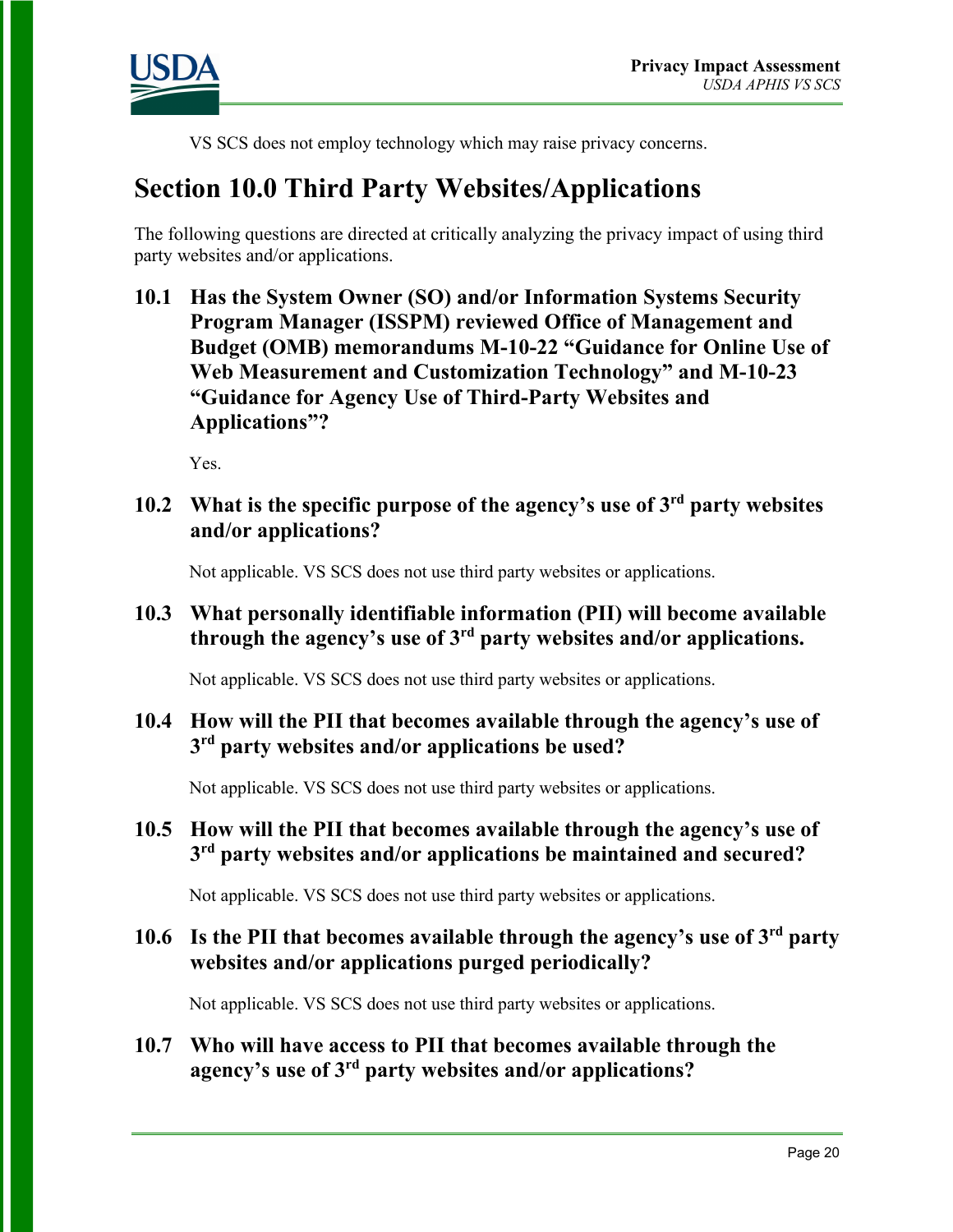VS SCS does not employ technology which may raise privacy concerns.

# Section 10.0 Third Party Websites/Applications

The following questions are directed at critically analyzing the privacy impact of using third party websites and/or applications.

### 10.1 Has the System Owner (SO) and/or Information Systems Security Program Manager (ISSPM) reviewed Office of Management and Budget (OMB) memorandums M-10-22 "Guidance for Online Use of Web Measurement and Customization Technology" and M-10-23 "Guidance for Agency Use of Third-Party Websites and Applications"?

Yes.

### 10.2 What is the specific purpose of the agency's use of 3rd party websites and/or applications?

Not applicable. VS SCS does not use third party websites or applications.

### 10.3 What personally identifiable information (PII) will become available through the agency's use of 3rd party websites and/or applications.

Not applicable. VS SCS does not use third party websites or applications.

### 10.4 How will the PII that becomes available through the agency's use of 3rd party websites and/or applications be used?

Not applicable. VS SCS does not use third party websites or applications.

### 10.5 How will the PII that becomes available through the agency's use of 3rd party websites and/or applications be maintained and secured?

Not applicable. VS SCS does not use third party websites or applications.

### 10.6 Is the PII that becomes available through the agency's use of 3rd party websites and/or applications purged periodically?

Not applicable. VS SCS does not use third party websites or applications.

### 10.7 Who will have access to PII that becomes available through the agency's use of 3rd party websites and/or applications?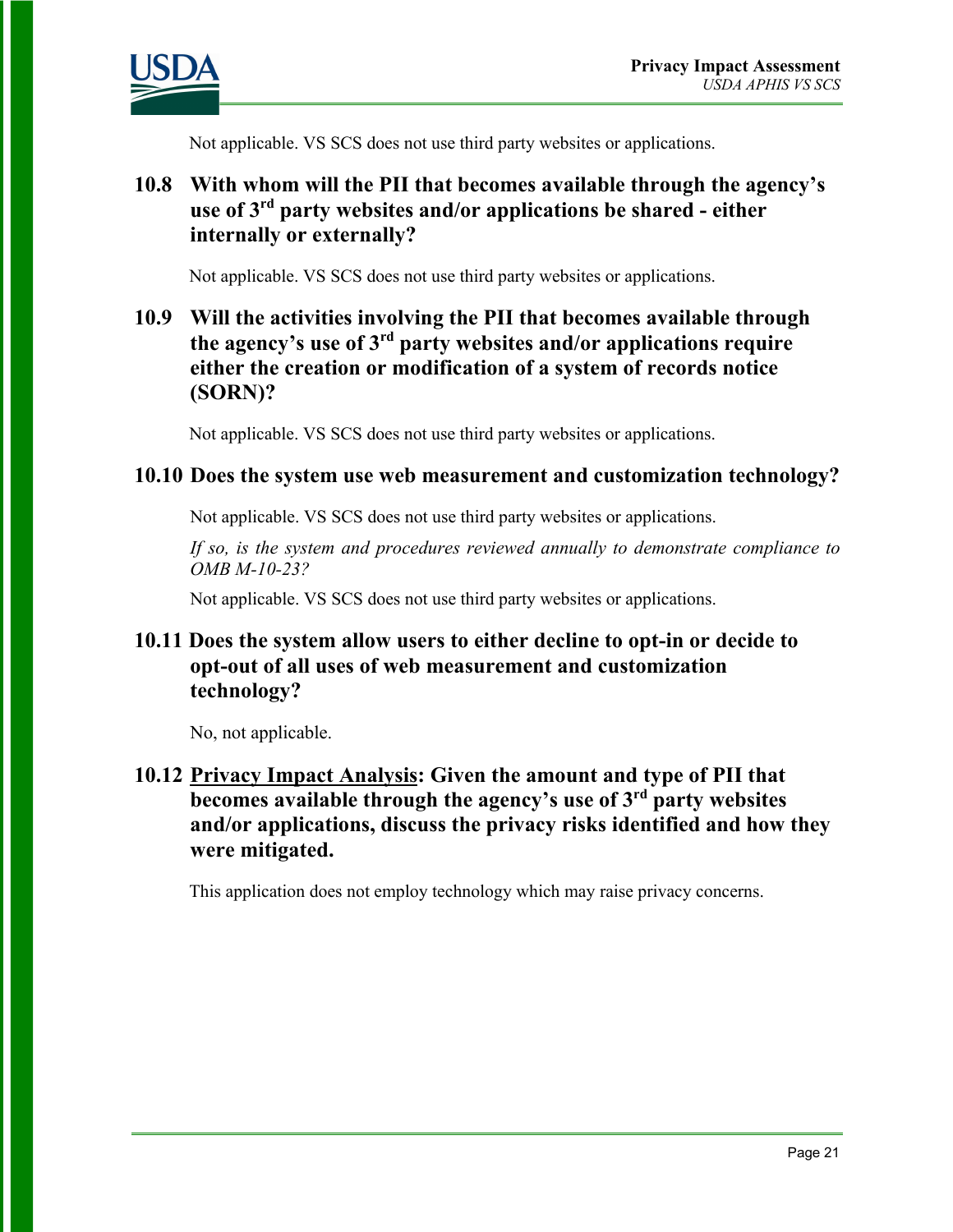Not applicable. VS SCS does not use third party websites or applications.

### 10.8 With whom will the PII that becomes available through the agency's use of 3rd party websites and/or applications be shared - either internally or externally?

Not applicable. VS SCS does not use third party websites or applications.

### 10.9 Will the activities involving the PII that becomes available through the agency's use of 3rd party websites and/or applications require either the creation or modification of a system of records notice (SORN)?

Not applicable. VS SCS does not use third party websites or applications.

### 10.10 Does the system use web measurement and customization technology?

Not applicable. VS SCS does not use third party websites or applications.

*If so, is the system and procedures reviewed annually to demonstrate compliance to OMB M-10-23?*

Not applicable. VS SCS does not use third party websites or applications.

### 10.11 Does the system allow users to either decline to opt-in or decide to opt-out of all uses of web measurement and customization technology?

No, not applicable.

### 10.12 Privacy Impact Analysis: Given the amount and type of PII that becomes available through the agency's use of 3rd party websites and/or applications, discuss the privacy risks identified and how they were mitigated.

This application does not employ technology which may raise privacy concerns.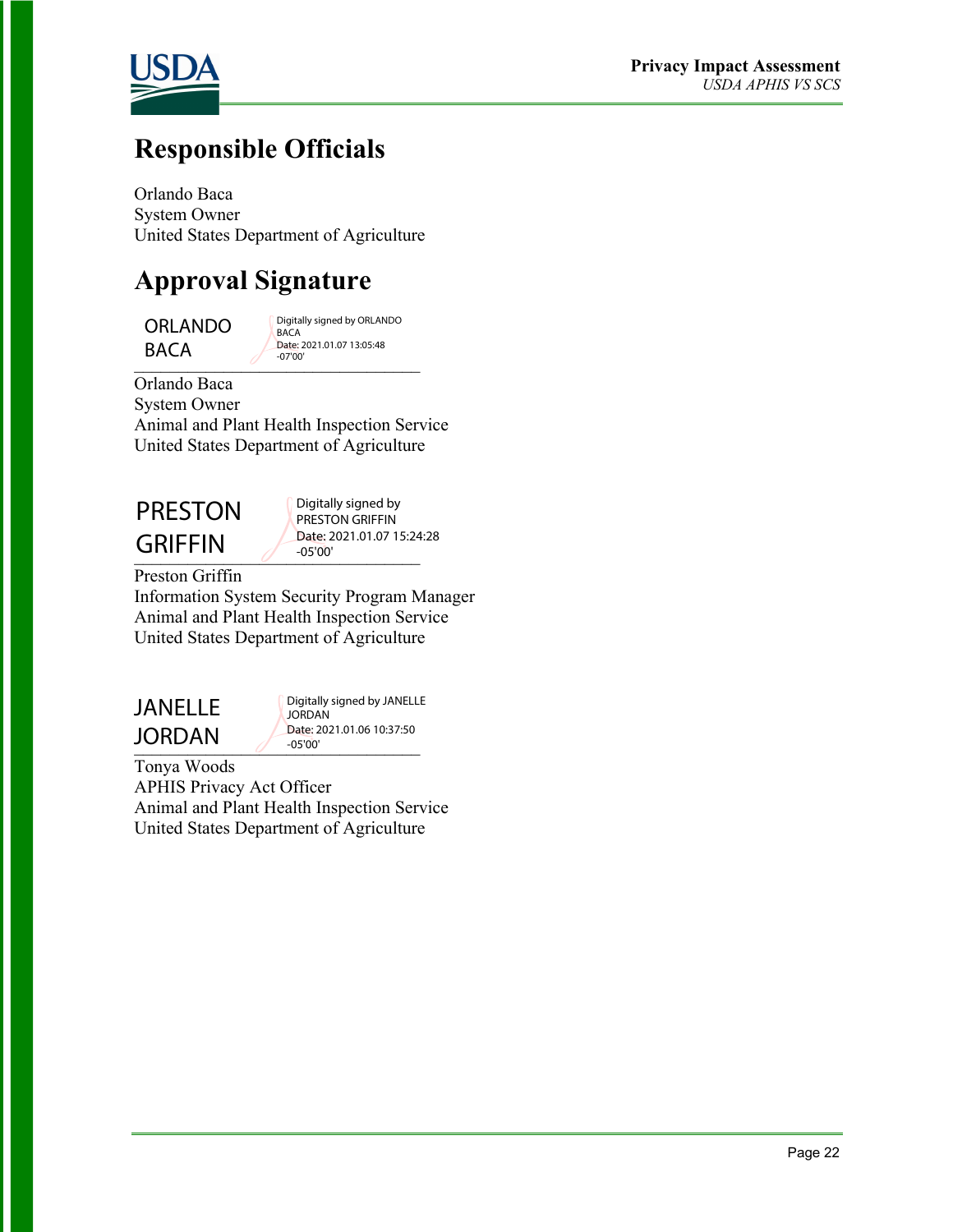# Responsible Officials

Orlando Baca
System Owner
United States Department of Agriculture

# Approval Signature

ORLANDO BACA

Digitally signed by ORLANDO BACA
Date: 2021.01.07 13:05:48 -07'00'

Orlando Baca
System Owner
Animal and Plant Health Inspection Service
United States Department of Agriculture

PRESTON GRIFFIN

Digitally signed by PRESTON GRIFFIN
Date: 2021.01.07 15:24:28 -05'00'

Preston Griffin
Information System Security Program Manager
Animal and Plant Health Inspection Service
United States Department of Agriculture

JANELLE JORDAN

Digitally signed by JANELLE JORDAN
Date: 2021.01.06 10:37:50 -05'00'

Tonya Woods
APHIS Privacy Act Officer
Animal and Plant Health Inspection Service
United States Department of Agriculture